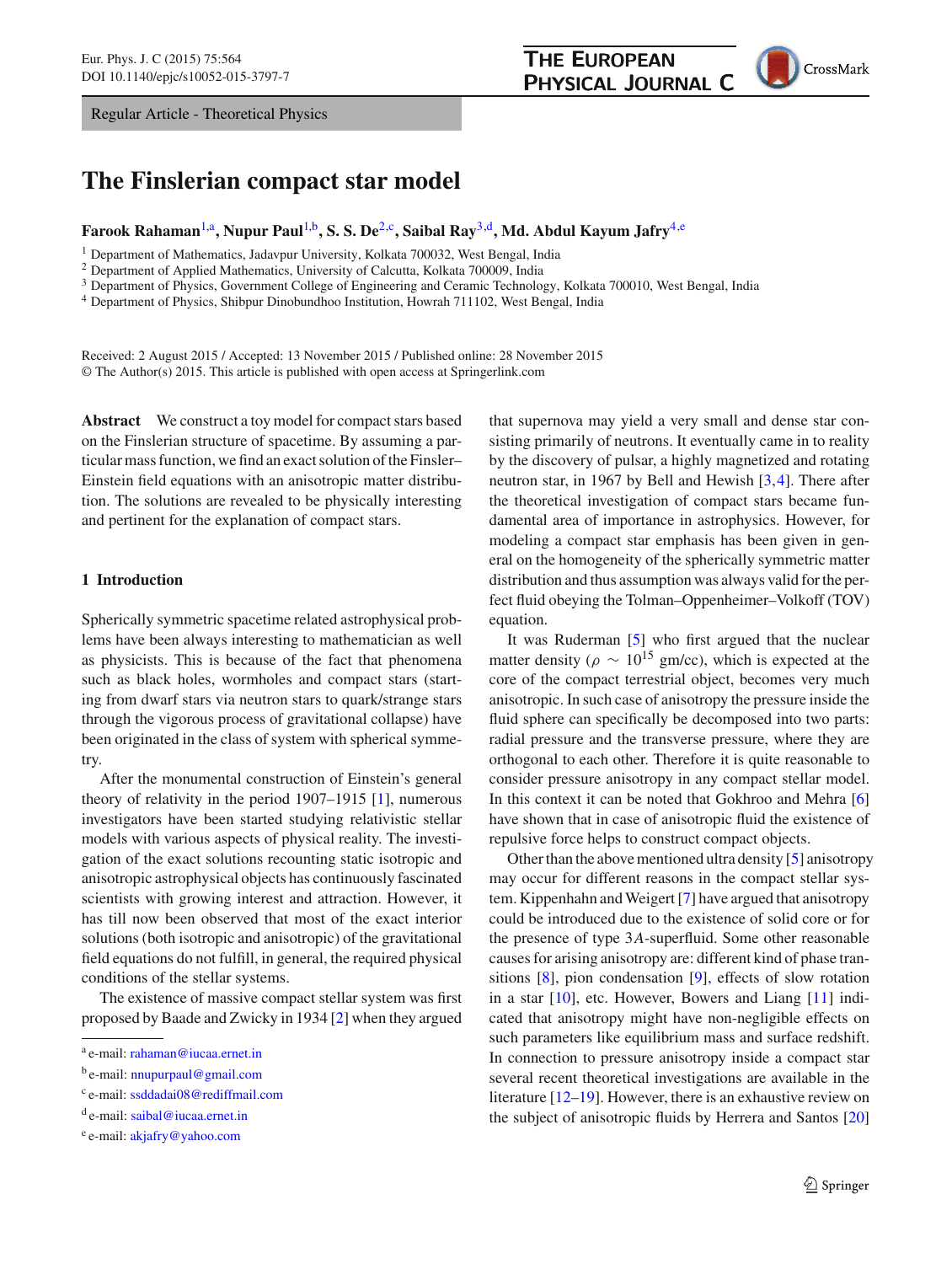Regular Article - Theoretical Physics

# The Finslerian compact star model

**Farook Rahaman**[1,a], **Nupur Paul**[1,b], **S. S. De**[2,c], **Saibal Ray**[3,d], **Md. Abdul Kayum Jafry**[4,e]

[1] Department of Mathematics, Jadavpur University, Kolkata 700032, West Bengal, India
[2] Department of Applied Mathematics, University of Calcutta, Kolkata 700009, India
[3] Department of Physics, Government College of Engineering and Ceramic Technology, Kolkata 700010, West Bengal, India
[4] Department of Physics, Shibpur Dinobundhoo Institution, Howrah 711102, West Bengal, India

Received: 2 August 2015 / Accepted: 13 November 2015 / Published online: 28 November 2015
© The Author(s) 2015. This article is published with open access at Springerlink.com

**Abstract** We construct a toy model for compact stars based on the Finslerian structure of spacetime. By assuming a particular mass function, we find an exact solution of the Finsler–Einstein field equations with an anisotropic matter distribution. The solutions are revealed to be physically interesting and pertinent for the explanation of compact stars.

## 1 Introduction

Spherically symmetric spacetime related astrophysical problems have been always interesting to mathematician as well as physicists. This is because of the fact that phenomena such as black holes, wormholes and compact stars (starting from dwarf stars via neutron stars to quark/strange stars through the vigorous process of gravitational collapse) have been originated in the class of system with spherical symmetry.

After the monumental construction of Einstein's general theory of relativity in the period 1907–1915 [1], numerous investigators have been started studying relativistic stellar models with various aspects of physical reality. The investigation of the exact solutions recounting static isotropic and anisotropic astrophysical objects has continuously fascinated scientists with growing interest and attraction. However, it has till now been observed that most of the exact interior solutions (both isotropic and anisotropic) of the gravitational field equations do not fulfill, in general, the required physical conditions of the stellar systems.

The existence of massive compact stellar system was first proposed by Baade and Zwicky in 1934 [2] when they argued that supernova may yield a very small and dense star consisting primarily of neutrons. It eventually came in to reality by the discovery of pulsar, a highly magnetized and rotating neutron star, in 1967 by Bell and Hewish [3,4]. There after the theoretical investigation of compact stars became fundamental area of importance in astrophysics. However, for modeling a compact star emphasis has been given in general on the homogeneity of the spherically symmetric matter distribution and thus assumption was always valid for the perfect fluid obeying the Tolman–Oppenheimer–Volkoff (TOV) equation.

It was Ruderman [5] who first argued that the nuclear matter density ($\rho \sim 10^{15}$ gm/cc), which is expected at the core of the compact terrestrial object, becomes very much anisotropic. In such case of anisotropy the pressure inside the fluid sphere can specifically be decomposed into two parts: radial pressure and the transverse pressure, where they are orthogonal to each other. Therefore it is quite reasonable to consider pressure anisotropy in any compact stellar model. In this context it can be noted that Gokhroo and Mehra [6] have shown that in case of anisotropic fluid the existence of repulsive force helps to construct compact objects.

Other than the above mentioned ultra density [5] anisotropy may occur for different reasons in the compact stellar system. Kippenhahn and Weigert [7] have argued that anisotropy could be introduced due to the existence of solid core or for the presence of type $3A$-superfluid. Some other reasonable causes for arising anisotropy are: different kind of phase transitions [8], pion condensation [9], effects of slow rotation in a star [10], etc. However, Bowers and Liang [11] indicated that anisotropy might have non-negligible effects on such parameters like equilibrium mass and surface redshift. In connection to pressure anisotropy inside a compact star several recent theoretical investigations are available in the literature [12–19]. However, there is an exhaustive review on the subject of anisotropic fluids by Herrera and Santos [20]

[a] e-mail: rahaman@iucaa.ernet.in
[b] e-mail: nnupurpaul@gmail.com
[c] e-mail: ssddadai08@rediffmail.com
[d] e-mail: saibal@iucaa.ernet.in
[e] e-mail: akjafry@yahoo.com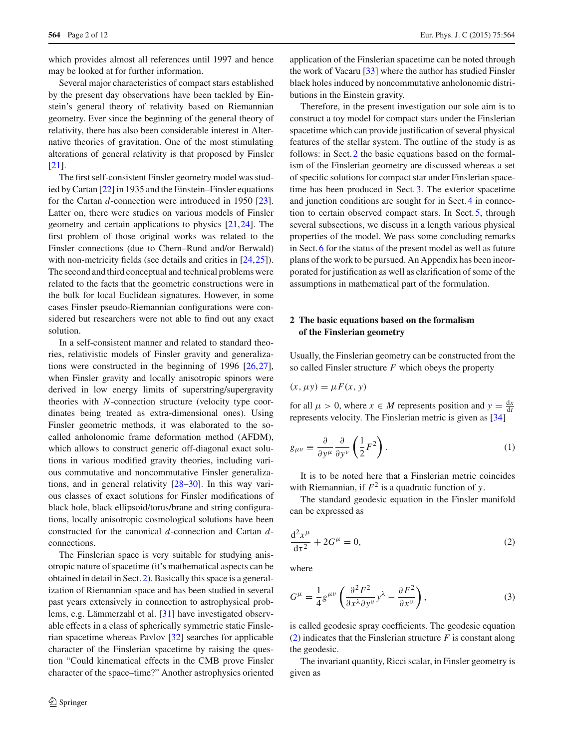which provides almost all references until 1997 and hence may be looked at for further information.

Several major characteristics of compact stars established by the present day observations have been tackled by Einstein's general theory of relativity based on Riemannian geometry. Ever since the beginning of the general theory of relativity, there has also been considerable interest in Alternative theories of gravitation. One of the most stimulating alterations of general relativity is that proposed by Finsler [21].

The first self-consistent Finsler geometry model was studied by Cartan [22] in 1935 and the Einstein–Finsler equations for the Cartan $d$-connection were introduced in 1950 [23]. Latter on, there were studies on various models of Finsler geometry and certain applications to physics [21,24]. The first problem of those original works was related to the Finsler connections (due to Chern–Rund and/or Berwald) with non-metricity fields (see details and critics in [24,25]). The second and third conceptual and technical problems were related to the facts that the geometric constructions were in the bulk for local Euclidean signatures. However, in some cases Finsler pseudo-Riemannian configurations were considered but researchers were not able to find out any exact solution.

In a self-consistent manner and related to standard theories, relativistic models of Finsler gravity and generalizations were constructed in the beginning of 1996 [26,27], when Finsler gravity and locally anisotropic spinors were derived in low energy limits of superstring/supergravity theories with $N$-connection structure (velocity type coordinates being treated as extra-dimensional ones). Using Finsler geometric methods, it was elaborated to the so-called anholonomic frame deformation method (AFDM), which allows to construct generic off-diagonal exact solutions in various modified gravity theories, including various commutative and noncommutative Finsler generalizations, and in general relativity [28–30]. In this way various classes of exact solutions for Finsler modifications of black hole, black ellipsoid/torus/brane and string configurations, locally anisotropic cosmological solutions have been constructed for the canonical $d$-connection and Cartan $d$-connections.

The Finslerian space is very suitable for studying anisotropic nature of spacetime (it's mathematical aspects can be obtained in detail in Sect. 2). Basically this space is a generalization of Riemannian space and has been studied in several past years extensively in connection to astrophysical problems, e.g. Lämmerzahl et al. [31] have investigated observable effects in a class of spherically symmetric static Finslerian spacetime whereas Pavlov [32] searches for applicable character of the Finslerian spacetime by raising the question "Could kinematical effects in the CMB prove Finsler character of the space–time?" Another astrophysics oriented application of the Finslerian spacetime can be noted through the work of Vacaru [33] where the author has studied Finsler black holes induced by noncommutative anholonomic distributions in the Einstein gravity.

Therefore, in the present investigation our sole aim is to construct a toy model for compact stars under the Finslerian spacetime which can provide justification of several physical features of the stellar system. The outline of the study is as follows: in Sect. 2 the basic equations based on the formalism of the Finslerian geometry are discussed whereas a set of specific solutions for compact star under Finslerian spacetime has been produced in Sect. 3. The exterior spacetime and junction conditions are sought for in Sect. 4 in connection to certain observed compact stars. In Sect. 5, through several subsections, we discuss in a length various physical properties of the model. We pass some concluding remarks in Sect. 6 for the status of the present model as well as future plans of the work to be pursued. An Appendix has been incorporated for justification as well as clarification of some of the assumptions in mathematical part of the formulation.

## 2 The basic equations based on the formalism of the Finslerian geometry

Usually, the Finslerian geometry can be constructed from the so called Finsler structure $F$ which obeys the property

$(x, \mu y) = \mu F(x, y)$

for all $\mu > 0$, where $x \in M$ represents position and $y = \frac{dx}{dt}$ represents velocity. The Finslerian metric is given as [34]

$$g_{\mu\nu} \equiv \frac{\partial}{\partial y^{\mu}} \frac{\partial}{\partial y^{\nu}} \left( \frac{1}{2} F^2 \right). \tag{1}$$

It is to be noted here that a Finslerian metric coincides with Riemannian, if $F^2$ is a quadratic function of $y$.

The standard geodesic equation in the Finsler manifold can be expressed as

$$\frac{d^2 x^{\mu}}{d\tau^2} + 2G^{\mu} = 0, \tag{2}$$

where

$$G^{\mu} = \frac{1}{4} g^{\mu\nu} \left( \frac{\partial^2 F^2}{\partial x^{\lambda} \partial y^{\nu}} y^{\lambda} - \frac{\partial F^2}{\partial x^{\nu}} \right), \tag{3}$$

is called geodesic spray coefficients. The geodesic equation (2) indicates that the Finslerian structure $F$ is constant along the geodesic.

The invariant quantity, Ricci scalar, in Finsler geometry is given as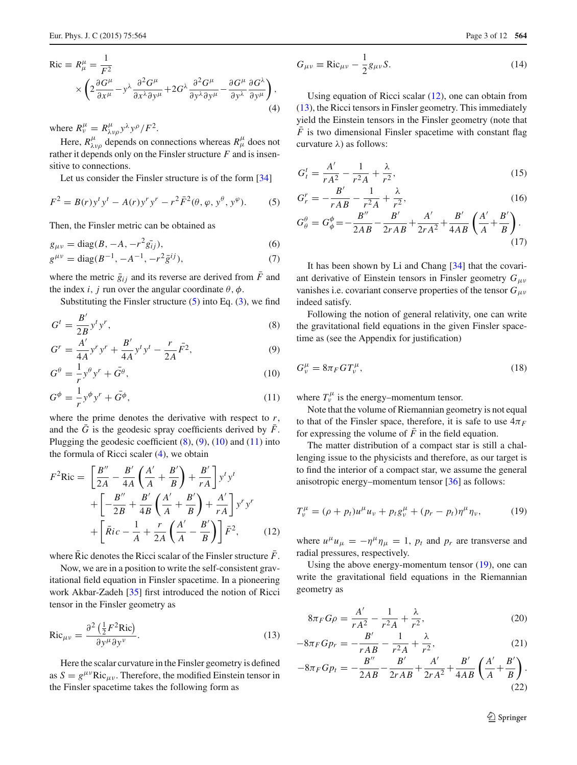$$\mathrm{Ric} \equiv R^{\mu}_{\mu} = \frac{1}{F^2} \times \left( 2\frac{\partial G^\mu}{\partial x^\mu} - y^\lambda \frac{\partial^2 G^\mu}{\partial x^\lambda \partial y^\mu} + 2G^\lambda \frac{\partial^2 G^\mu}{\partial y^\lambda \partial y^\mu} - \frac{\partial G^\mu}{\partial y^\lambda}\frac{\partial G^\lambda}{\partial y^\mu} \right), \tag{4}$$

where $R^{\mu}_{\nu} = R^{\mu}_{\lambda\nu\rho} y^\lambda y^\rho / F^2$.

Here, $R^{\mu}_{\lambda\nu\rho}$ depends on connections whereas $R^{\mu}_{\mu}$ does not rather it depends only on the Finsler structure $F$ and is insensitive to connections.

Let us consider the Finsler structure is of the form [34]

$$F^2 = B(r)y^t y^t - A(r)y^r y^r - r^2 \bar{F}^2(\theta, \varphi, y^\theta, y^\varphi). \tag{5}$$

Then, the Finsler metric can be obtained as

$$g_{\mu\nu} = \mathrm{diag}(B, -A, -r^2 \bar{g}_{ij}), \tag{6}$$

$$g^{\mu\nu} = \mathrm{diag}(B^{-1}, -A^{-1}, -r^{2} \bar{g}^{ij}), \tag{7}$$

where the metric $\bar{g}_{ij}$ and its reverse are derived from $\bar{F}$ and the index $i$, $j$ run over the angular coordinate $\theta, \phi$.

Substituting the Finsler structure (5) into Eq. (3), we find

$$G^t = \frac{B'}{2B} y^t y^r, \tag{8}$$

$$G^r = \frac{A'}{4A} y^r y^r + \frac{B'}{4A} y^t y^t - \frac{r}{2A}\bar{F}^2, \tag{9}$$

$$G^\theta = \frac{1}{r} y^\theta y^r + \bar{G}^\theta, \tag{10}$$

$$G^\phi = \frac{1}{r} y^\phi y^r + \bar{G}^\phi, \tag{11}$$

where the prime denotes the derivative with respect to $r$, and the $\bar{G}$ is the geodesic spray coefficients derived by $\bar{F}$. Plugging the geodesic coefficient (8), (9), (10) and (11) into the formula of Ricci scaler (4), we obtain

$$F^2 \mathrm{Ric} = \left[ \frac{B''}{2A} - \frac{B'}{4A}\left(\frac{A'}{A} + \frac{B'}{B}\right) + \frac{B'}{rA} \right] y^t y^t + \left[ -\frac{B''}{2B} + \frac{B'}{4B}\left(\frac{A'}{A} + \frac{B'}{B}\right) + \frac{A'}{rA} \right] y^r y^r + \left[ \bar{R}ic - \frac{1}{A} + \frac{r}{2A}\left(\frac{A'}{A} - \frac{B'}{B}\right) \right] \bar{F}^2, \tag{12}$$

where $\bar{\mathrm{R}}$ic denotes the Ricci scalar of the Finsler structure $\bar{F}$.

Now, we are in a position to write the self-consistent gravitational field equation in Finsler spacetime. In a pioneering work Akbar-Zadeh [35] first introduced the notion of Ricci tensor in the Finsler geometry as

$$\mathrm{Ric}_{\mu\nu} = \frac{\partial^2 \left(\frac{1}{2} F^2 \mathrm{Ric}\right)}{\partial y^\mu \partial y^\nu}. \tag{13}$$

Here the scalar curvature in the Finsler geometry is defined as $S = g^{\mu\nu}\mathrm{Ric}_{\mu\nu}$. Therefore, the modified Einstein tensor in the Finsler spacetime takes the following form as

$$G_{\mu\nu} \equiv \mathrm{Ric}_{\mu\nu} - \frac{1}{2} g_{\mu\nu} S. \tag{14}$$

Using equation of Ricci scalar (12), one can obtain from (13), the Ricci tensors in Finsler geometry. This immediately yield the Einstein tensors in the Finsler geometry (note that $\bar{F}$ is two dimensional Finsler spacetime with constant flag curvature $\lambda$) as follows:

$$G^t_t = \frac{A'}{rA^2} - \frac{1}{r^2 A} + \frac{\lambda}{r^2}, \tag{15}$$

$$G^r_r = -\frac{B'}{rAB} - \frac{1}{r^2 A} + \frac{\lambda}{r^2}, \tag{16}$$

$$G^\theta_\theta = G^\phi_\phi = -\frac{B''}{2AB} - \frac{B'}{2rAB} + \frac{A'}{2rA^2} + \frac{B'}{4AB}\left(\frac{A'}{A} + \frac{B'}{B}\right). \tag{17}$$

It has been shown by Li and Chang [34] that the covariant derivative of Einstein tensors in Finsler geometry $G_{\mu\nu}$ vanishes i.e. covariant conserve properties of the tensor $G_{\mu\nu}$ indeed satisfy.

Following the notion of general relativity, one can write the gravitational field equations in the given Finsler spacetime as (see the Appendix for justification)

$$G^\mu_\nu = 8\pi_F G T^\mu_\nu, \tag{18}$$

where $T^\mu_\nu$ is the energy–momentum tensor.

Note that the volume of Riemannian geometry is not equal to that of the Finsler space, therefore, it is safe to use $4\pi_F$ for expressing the volume of $\bar{F}$ in the field equation.

The matter distribution of a compact star is still a challenging issue to the physicists and therefore, as our target is to find the interior of a compact star, we assume the general anisotropic energy–momentum tensor [36] as follows:

$$T^\mu_\nu = (\rho + p_t)u^\mu u_\nu + p_t g^\mu_\nu + (p_r - p_t)\eta^\mu \eta_\nu, \tag{19}$$

where $u^\mu u_\mu = -\eta^\mu \eta_\mu = 1$, $p_t$ and $p_r$ are transverse and radial pressures, respectively.

Using the above energy-momentum tensor (19), one can write the gravitational field equations in the Riemannian geometry as

$$8\pi_F G\rho = \frac{A'}{rA^2} - \frac{1}{r^2 A} + \frac{\lambda}{r^2}, \tag{20}$$

$$-8\pi_F G p_r = -\frac{B'}{rAB} - \frac{1}{r^2 A} + \frac{\lambda}{r^2}, \tag{21}$$

$$-8\pi_F G p_t = -\frac{B''}{2AB} - \frac{B'}{2rAB} + \frac{A'}{2rA^2} + \frac{B'}{4AB}\left(\frac{A'}{A} + \frac{B'}{B}\right). \tag{22}$$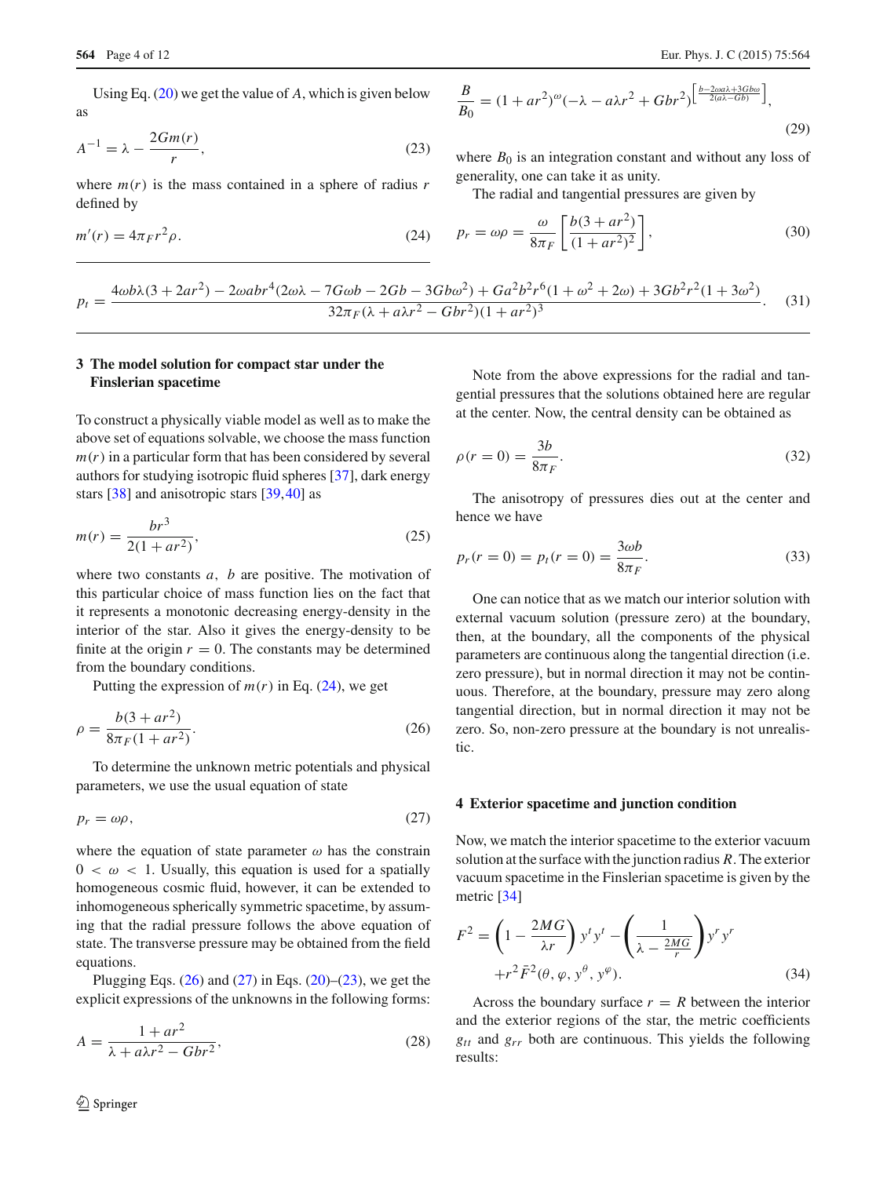Using Eq. (20) we get the value of $A$, which is given below as

$$A^{-1} = \lambda - \frac{2Gm(r)}{r}, \tag{23}$$

where $m(r)$ is the mass contained in a sphere of radius $r$ defined by

$$m'(r) = 4\pi_F r^2 \rho. \tag{24}$$

$$\frac{B}{B_0} = (1+ar^2)^{\omega}(-\lambda - a\lambda r^2 + Gbr^2)^{\left[\frac{b-2\omega a\lambda+3Gb\omega}{2(a\lambda - Gb)}\right]}, \tag{29}$$

where $B_0$ is an integration constant and without any loss of generality, one can take it as unity.

The radial and tangential pressures are given by

$$p_r = \omega\rho = \frac{\omega}{8\pi_F}\left[\frac{b(3+ar^2)}{(1+ar^2)^2}\right], \tag{30}$$

$$p_t = \frac{4\omega b\lambda(3+2ar^2) - 2\omega abr^4(2\omega\lambda - 7G\omega b - 2Gb - 3Gb\omega^2) + Ga^2b^2r^6(1+\omega^2+2\omega) + 3Gb^2r^2(1+3\omega^2)}{32\pi_F(\lambda + a\lambda r^2 - Gbr^2)(1+ar^2)^3}. \tag{31}$$

## 3 The model solution for compact star under the Finslerian spacetime

To construct a physically viable model as well as to make the above set of equations solvable, we choose the mass function $m(r)$ in a particular form that has been considered by several authors for studying isotropic fluid spheres [37], dark energy stars [38] and anisotropic stars [39,40] as

$$m(r) = \frac{br^3}{2(1+ar^2)}, \tag{25}$$

where two constants $a$, $b$ are positive. The motivation of this particular choice of mass function lies on the fact that it represents a monotonic decreasing energy-density in the interior of the star. Also it gives the energy-density to be finite at the origin $r = 0$. The constants may be determined from the boundary conditions.

Putting the expression of $m(r)$ in Eq. (24), we get

$$\rho = \frac{b(3+ar^2)}{8\pi_F(1+ar^2)}. \tag{26}$$

To determine the unknown metric potentials and physical parameters, we use the usual equation of state

$$p_r = \omega\rho, \tag{27}$$

where the equation of state parameter $\omega$ has the constrain $0 < \omega < 1$. Usually, this equation is used for a spatially homogeneous cosmic fluid, however, it can be extended to inhomogeneous spherically symmetric spacetime, by assuming that the radial pressure follows the above equation of state. The transverse pressure may be obtained from the field equations.

Plugging Eqs. (26) and (27) in Eqs. (20)–(23), we get the explicit expressions of the unknowns in the following forms:

$$A = \frac{1+ar^2}{\lambda + a\lambda r^2 - Gbr^2}, \tag{28}$$

Note from the above expressions for the radial and tangential pressures that the solutions obtained here are regular at the center. Now, the central density can be obtained as

$$\rho(r=0) = \frac{3b}{8\pi_F}. \tag{32}$$

The anisotropy of pressures dies out at the center and hence we have

$$p_r(r=0) = p_t(r=0) = \frac{3\omega b}{8\pi_F}. \tag{33}$$

One can notice that as we match our interior solution with external vacuum solution (pressure zero) at the boundary, then, at the boundary, all the components of the physical parameters are continuous along the tangential direction (i.e. zero pressure), but in normal direction it may not be continuous. Therefore, at the boundary, pressure may zero along tangential direction, but in normal direction it may not be zero. So, non-zero pressure at the boundary is not unrealistic.

## 4 Exterior spacetime and junction condition

Now, we match the interior spacetime to the exterior vacuum solution at the surface with the junction radius $R$. The exterior vacuum spacetime in the Finslerian spacetime is given by the metric [34]

$$F^2 = \left(1 - \frac{2MG}{\lambda r}\right) y^t y^t - \left(\frac{1}{\lambda - \frac{2MG}{r}}\right) y^r y^r + r^2 \bar{F}^2(\theta, \varphi, y^\theta, y^\varphi). \tag{34}$$

Across the boundary surface $r = R$ between the interior and the exterior regions of the star, the metric coefficients $g_{tt}$ and $g_{rr}$ both are continuous. This yields the following results: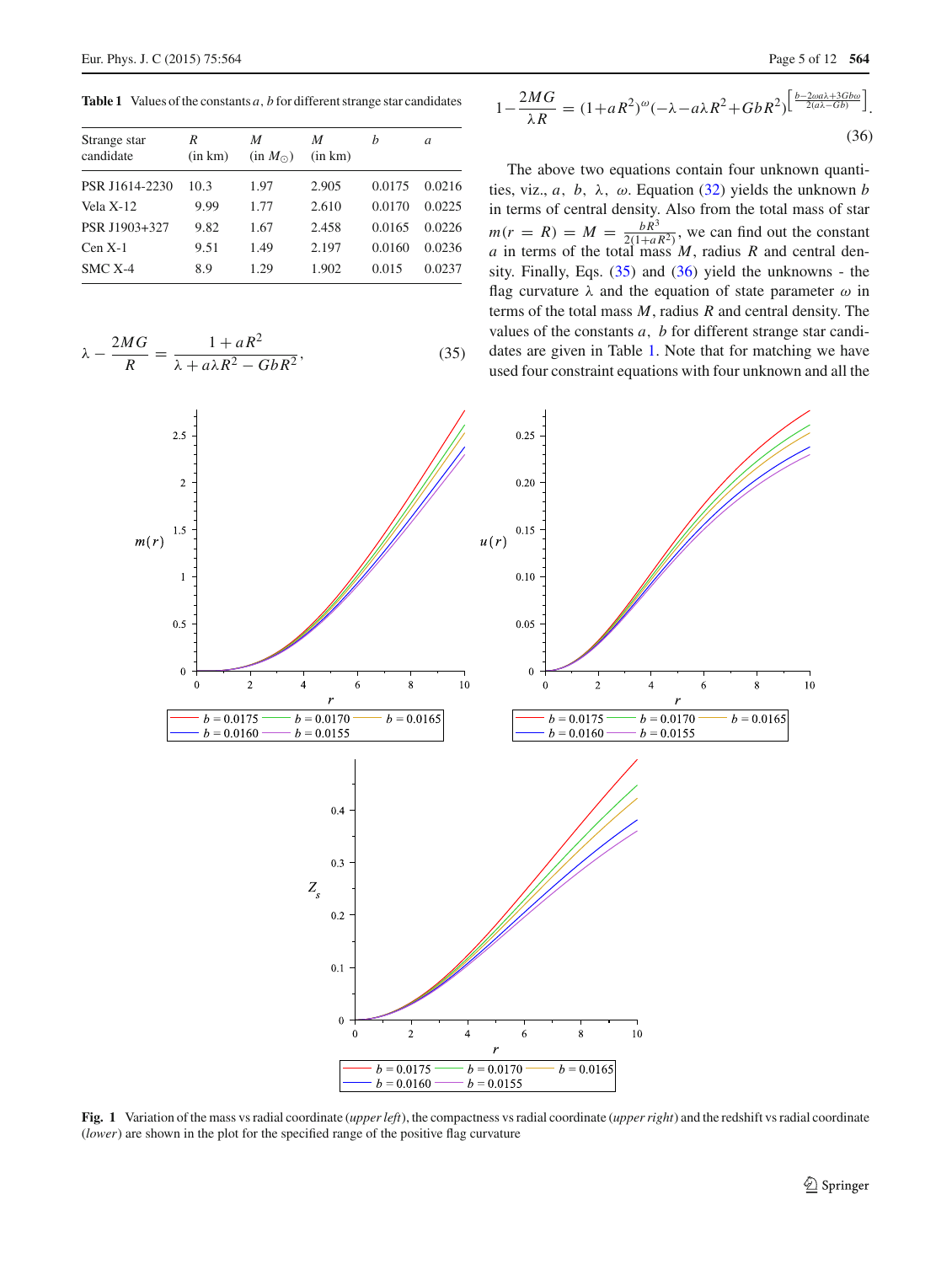**Table 1** Values of the constants $a$, $b$ for different strange star candidates

| Strange star candidate | $R$ (in km) | $M$ (in $M_\odot$) | $M$ (in km) | $b$ | $a$ |
|---|---|---|---|---|---|
| PSR J1614-2230 | 10.3 | 1.97 | 2.905 | 0.0175 | 0.0216 |
| Vela X-12 | 9.99 | 1.77 | 2.610 | 0.0170 | 0.0225 |
| PSR J1903+327 | 9.82 | 1.67 | 2.458 | 0.0165 | 0.0226 |
| Cen X-1 | 9.51 | 1.49 | 2.197 | 0.0160 | 0.0236 |
| SMC X-4 | 8.9 | 1.29 | 1.902 | 0.015 | 0.0237 |

$$\lambda - \frac{2MG}{R} = \frac{1+aR^2}{\lambda + a\lambda R^2 - GbR^2}, \tag{35}$$

$$1-\frac{2MG}{\lambda R} = (1+aR^2)^{\omega}(-\lambda - a\lambda R^2 + GbR^2)^{\left[\frac{b-2\omega a\lambda+3Gb\omega}{2(a\lambda-Gb)}\right]}. \tag{36}$$

The above two equations contain four unknown quantities, viz., $a$, $b$, $\lambda$, $\omega$. Equation (32) yields the unknown $b$ in terms of central density. Also from the total mass of star $m(r=R)=M=\frac{bR^3}{2(1+aR^2)}$, we can find out the constant $a$ in terms of the total mass $M$, radius $R$ and central density. Finally, Eqs. (35) and (36) yield the unknowns - the flag curvature $\lambda$ and the equation of state parameter $\omega$ in terms of the total mass $M$, radius $R$ and central density. The values of the constants $a$, $b$ for different strange star candidates are given in Table 1. Note that for matching we have used four constraint equations with four unknown and all the

**Fig. 1** Variation of the mass vs radial coordinate (*upper left*), the compactness vs radial coordinate (*upper right*) and the redshift vs radial coordinate (*lower*) are shown in the plot for the specified range of the positive flag curvature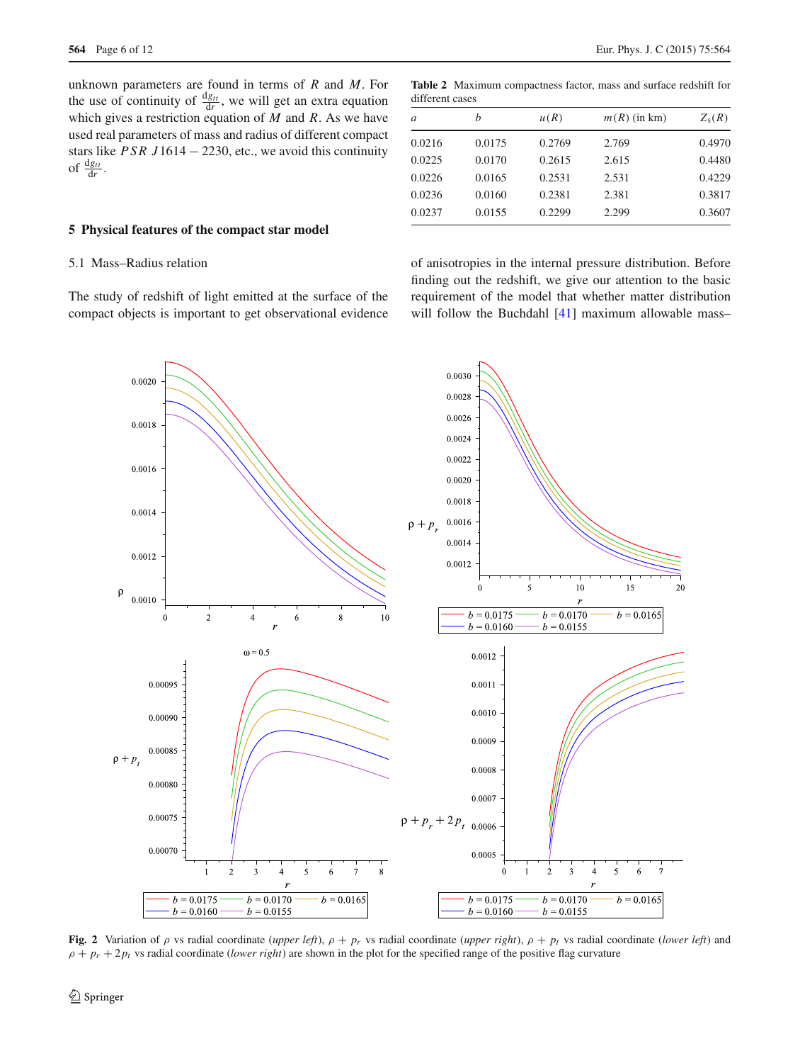unknown parameters are found in terms of $R$ and $M$. For the use of continuity of $\frac{dg_{tt}}{dr}$, we will get an extra equation which gives a restriction equation of $M$ and $R$. As we have used real parameters of mass and radius of different compact stars like $PSR\ J1614-2230$, etc., we avoid this continuity of $\frac{dg_{tt}}{dr}$.

**Table 2** Maximum compactness factor, mass and surface redshift for different cases

| $a$ | $b$ | $u(R)$ | $m(R)$ (in km) | $Z_s(R)$ |
|---|---|---|---|---|
| 0.0216 | 0.0175 | 0.2769 | 2.769 | 0.4970 |
| 0.0225 | 0.0170 | 0.2615 | 2.615 | 0.4480 |
| 0.0226 | 0.0165 | 0.2531 | 2.531 | 0.4229 |
| 0.0236 | 0.0160 | 0.2381 | 2.381 | 0.3817 |
| 0.0237 | 0.0155 | 0.2299 | 2.299 | 0.3607 |

## 5 Physical features of the compact star model

### 5.1 Mass–Radius relation

The study of redshift of light emitted at the surface of the compact objects is important to get observational evidence of anisotropies in the internal pressure distribution. Before finding out the redshift, we give our attention to the basic requirement of the model that whether matter distribution will follow the Buchdahl [41] maximum allowable mass–

**Fig. 2** Variation of $\rho$ vs radial coordinate (*upper left*), $\rho + p_r$ vs radial coordinate (*upper right*), $\rho + p_t$ vs radial coordinate (*lower left*) and $\rho + p_r + 2p_t$ vs radial coordinate (*lower right*) are shown in the plot for the specified range of the positive flag curvature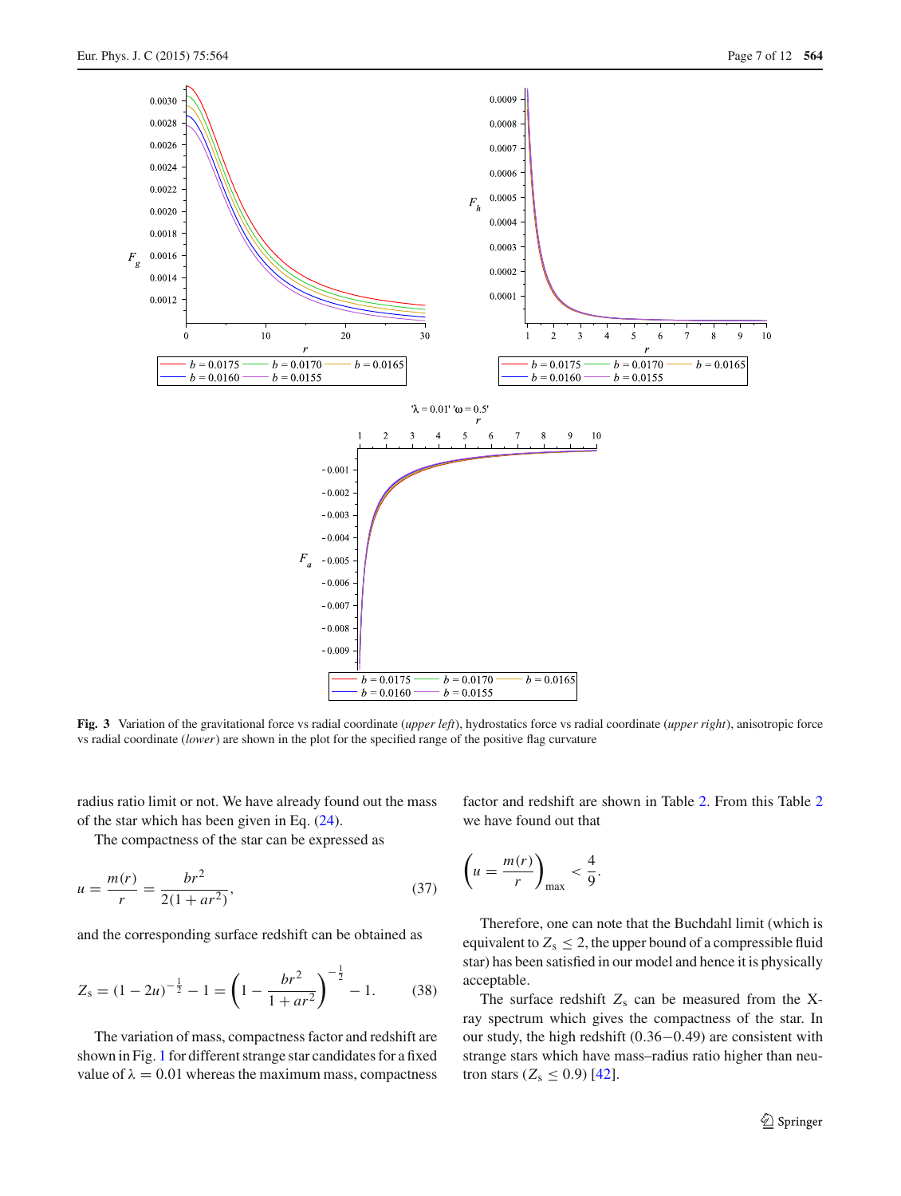**Fig. 3** Variation of the gravitational force vs radial coordinate (*upper left*), hydrostatics force vs radial coordinate (*upper right*), anisotropic force vs radial coordinate (*lower*) are shown in the plot for the specified range of the positive flag curvature

radius ratio limit or not. We have already found out the mass of the star which has been given in Eq. (24).

The compactness of the star can be expressed as

$$u = \frac{m(r)}{r} = \frac{br^2}{2(1+ar^2)}, \tag{37}$$

and the corresponding surface redshift can be obtained as

$$Z_s = (1-2u)^{-\frac{1}{2}} - 1 = \left(1 - \frac{br^2}{1+ar^2}\right)^{-\frac{1}{2}} - 1. \tag{38}$$

The variation of mass, compactness factor and redshift are shown in Fig. 1 for different strange star candidates for a fixed value of $\lambda = 0.01$ whereas the maximum mass, compactness factor and redshift are shown in Table 2. From this Table 2 we have found out that

$$\left(u = \frac{m(r)}{r}\right)_{\max} < \frac{4}{9}.$$

Therefore, one can note that the Buchdahl limit (which is equivalent to $Z_s \leq 2$, the upper bound of a compressible fluid star) has been satisfied in our model and hence it is physically acceptable.

The surface redshift $Z_s$ can be measured from the X-ray spectrum which gives the compactness of the star. In our study, the high redshift (0.36−0.49) are consistent with strange stars which have mass–radius ratio higher than neutron stars ($Z_s \leq 0.9$) [42].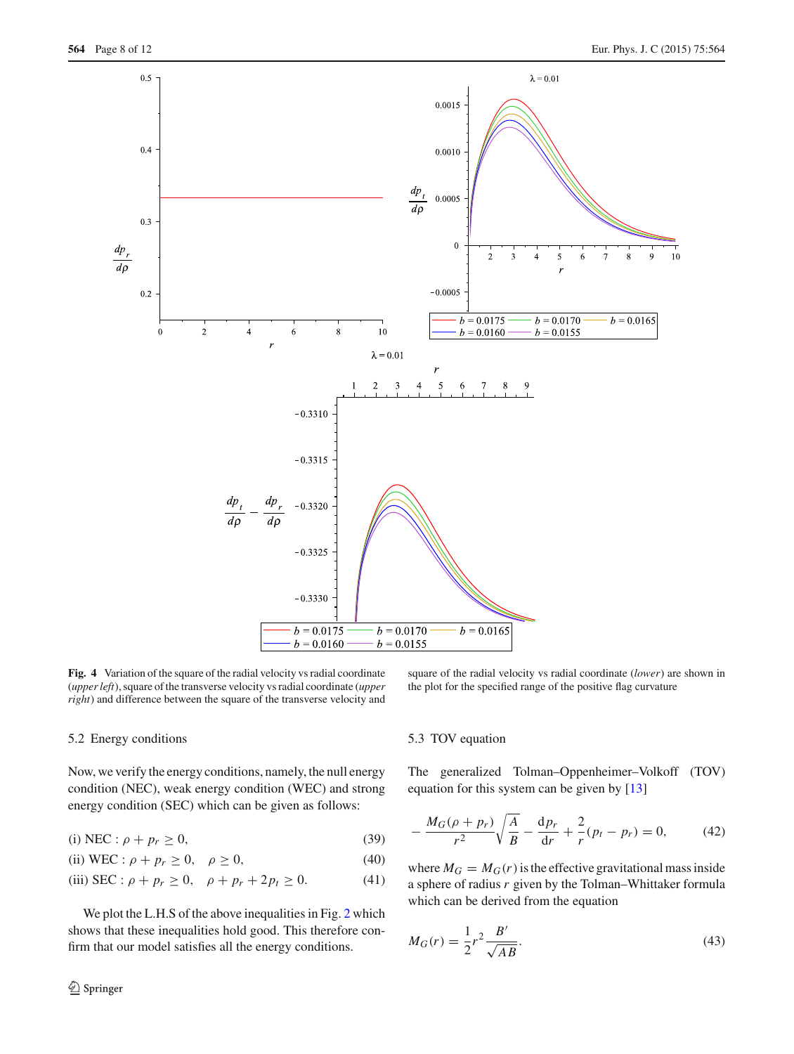**Fig. 4** Variation of the square of the radial velocity vs radial coordinate (*upper left*), square of the transverse velocity vs radial coordinate (*upper right*) and difference between the square of the transverse velocity and square of the radial velocity vs radial coordinate (*lower*) are shown in the plot for the specified range of the positive flag curvature

### 5.2 Energy conditions

Now, we verify the energy conditions, namely, the null energy condition (NEC), weak energy condition (WEC) and strong energy condition (SEC) which can be given as follows:

$$\text{(i) NEC}: \rho + p_r \geq 0, \tag{39}$$

$$\text{(ii) WEC}: \rho + p_r \geq 0, \quad \rho \geq 0, \tag{40}$$

$$\text{(iii) SEC}: \rho + p_r \geq 0, \quad \rho + p_r + 2p_t \geq 0. \tag{41}$$

We plot the L.H.S of the above inequalities in Fig. 2 which shows that these inequalities hold good. This therefore confirm that our model satisfies all the energy conditions.

### 5.3 TOV equation

The generalized Tolman–Oppenheimer–Volkoff (TOV) equation for this system can be given by [13]

$$-\frac{M_G(\rho + p_r)}{r^2}\sqrt{\frac{A}{B}} - \frac{\mathrm{d}p_r}{\mathrm{d}r} + \frac{2}{r}(p_t - p_r) = 0, \tag{42}$$

where $M_G = M_G(r)$ is the effective gravitational mass inside a sphere of radius $r$ given by the Tolman–Whittaker formula which can be derived from the equation

$$M_G(r) = \frac{1}{2}r^2\frac{B'}{\sqrt{AB}}. \tag{43}$$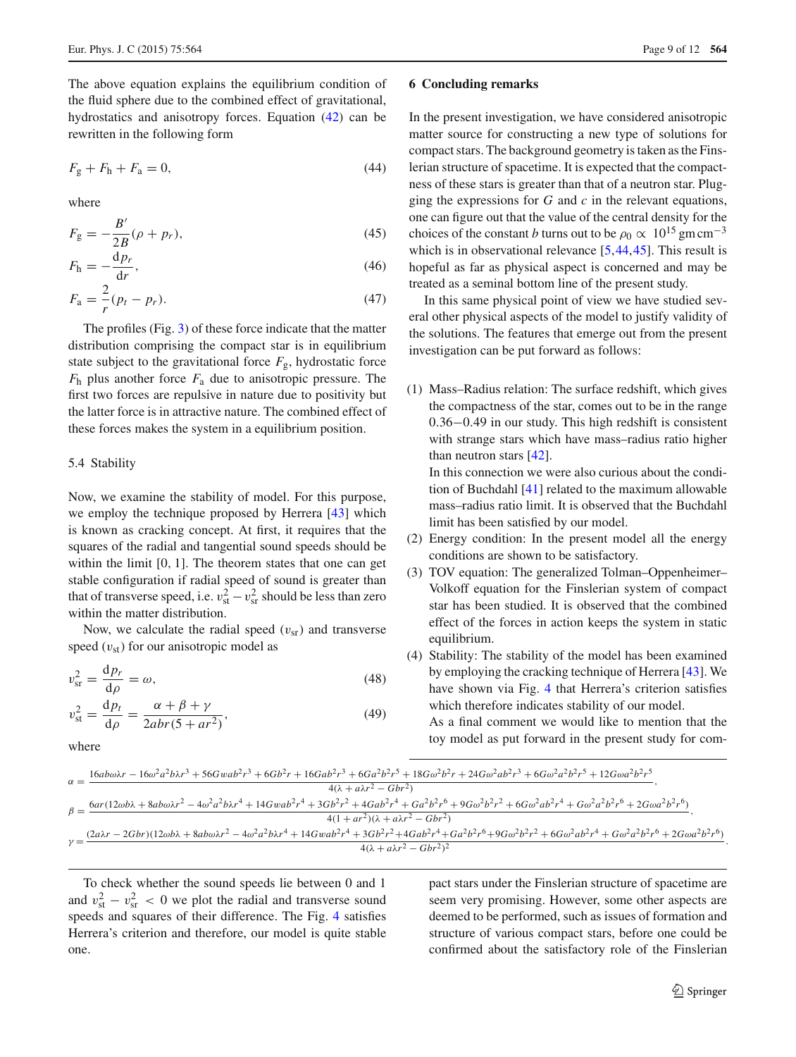The above equation explains the equilibrium condition of the fluid sphere due to the combined effect of gravitational, hydrostatics and anisotropy forces. Equation (42) can be rewritten in the following form

$$F_g + F_h + F_a = 0, \tag{44}$$

where

$$F_g = -\frac{B'}{2B}(\rho + p_r), \tag{45}$$

$$F_h = -\frac{dp_r}{dr}, \tag{46}$$

$$F_a = \frac{2}{r}(p_t - p_r). \tag{47}$$

The profiles (Fig. 3) of these force indicate that the matter distribution comprising the compact star is in equilibrium state subject to the gravitational force $F_g$, hydrostatic force $F_h$ plus another force $F_a$ due to anisotropic pressure. The first two forces are repulsive in nature due to positivity but the latter force is in attractive nature. The combined effect of these forces makes the system in a equilibrium position.

### 5.4 Stability

Now, we examine the stability of model. For this purpose, we employ the technique proposed by Herrera [43] which is known as cracking concept. At first, it requires that the squares of the radial and tangential sound speeds should be within the limit [0, 1]. The theorem states that one can get stable configuration if radial speed of sound is greater than that of transverse speed, i.e. $v_{st}^2 - v_{sr}^2$ should be less than zero within the matter distribution.

Now, we calculate the radial speed ($v_{sr}$) and transverse speed ($v_{st}$) for our anisotropic model as

$$v_{sr}^2 = \frac{dp_r}{d\rho} = \omega, \tag{48}$$

$$v_{st}^2 = \frac{dp_t}{d\rho} = \frac{\alpha + \beta + \gamma}{2abr(5 + ar^2)}, \tag{49}$$

where

$$\alpha = \frac{16ab\omega\lambda r - 16\omega^2a^2b\lambda r^3 + 56Gwab^2r^3 + 6Gb^2r + 16Gab^2r^3 + 6Ga^2b^2r^5 + 18G\omega^2b^2r + 24G\omega^2ab^2r^3 + 6G\omega^2a^2b^2r^5 + 12G\omega a^2b^2r^5}{4(\lambda + a\lambda r^2 - Gbr^2)},$$

$$\beta = \frac{6ar(12\omega b\lambda + 8ab\omega\lambda r^2 - 4\omega^2a^2b\lambda r^4 + 14Gwab^2r^4 + 3Gb^2r^2 + 4Gab^2r^4 + Ga^2b^2r^6 + 9G\omega^2b^2r^2 + 6G\omega^2ab^2r^4 + G\omega^2a^2b^2r^6 + 2G\omega a^2b^2r^6)}{4(1 + ar^2)(\lambda + a\lambda r^2 - Gbr^2)},$$

$$\gamma = \frac{(2a\lambda r - 2Gbr)(12\omega b\lambda + 8ab\omega\lambda r^2 - 4\omega^2a^2b\lambda r^4 + 14Gwab^2r^4 + 3Gb^2r^2 + 4Gab^2r^4 + Ga^2b^2r^6 + 9G\omega^2b^2r^2 + 6G\omega^2ab^2r^4 + G\omega^2a^2b^2r^6 + 2G\omega a^2b^2r^6)}{4(\lambda + a\lambda r^2 - Gbr^2)^2}.$$

To check whether the sound speeds lie between 0 and 1 and $v_{st}^2 - v_{sr}^2 < 0$ we plot the radial and transverse sound speeds and squares of their difference. The Fig. 4 satisfies Herrera's criterion and therefore, our model is quite stable one.

## 6 Concluding remarks

In the present investigation, we have considered anisotropic matter source for constructing a new type of solutions for compact stars. The background geometry is taken as the Finslerian structure of spacetime. It is expected that the compactness of these stars is greater than that of a neutron star. Plugging the expressions for $G$ and $c$ in the relevant equations, one can figure out that the value of the central density for the choices of the constant $b$ turns out to be $\rho_0 \propto 10^{15}$ gm cm$^{-3}$ which is in observational relevance [5,44,45]. This result is hopeful as far as physical aspect is concerned and may be treated as a seminal bottom line of the present study.

In this same physical point of view we have studied several other physical aspects of the model to justify validity of the solutions. The features that emerge out from the present investigation can be put forward as follows:

1. Mass–Radius relation: The surface redshift, which gives the compactness of the star, comes out to be in the range 0.36−0.49 in our study. This high redshift is consistent with strange stars which have mass–radius ratio higher than neutron stars [42].
   In this connection we were also curious about the condition of Buchdahl [41] related to the maximum allowable mass–radius ratio limit. It is observed that the Buchdahl limit has been satisfied by our model.
2. Energy condition: In the present model all the energy conditions are shown to be satisfactory.
3. TOV equation: The generalized Tolman–Oppenheimer–Volkoff equation for the Finslerian system of compact star has been studied. It is observed that the combined effect of the forces in action keeps the system in static equilibrium.
4. Stability: The stability of the model has been examined by employing the cracking technique of Herrera [43]. We have shown via Fig. 4 that Herrera's criterion satisfies which therefore indicates stability of our model.
   As a final comment we would like to mention that the toy model as put forward in the present study for compact stars under the Finslerian structure of spacetime are seem very promising. However, some other aspects are deemed to be performed, such as issues of formation and structure of various compact stars, before one could be confirmed about the satisfactory role of the Finslerian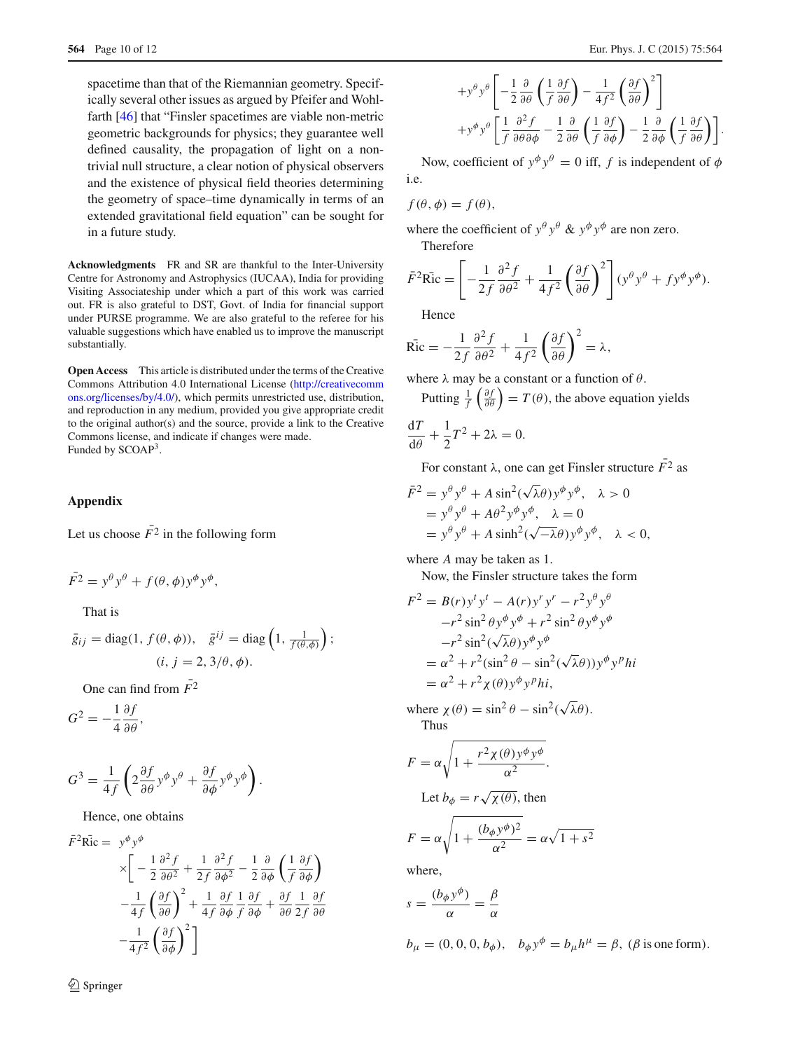spacetime than that of the Riemannian geometry. Specifically several other issues as argued by Pfeifer and Wohlfarth [46] that "Finsler spacetimes are viable non-metric geometric backgrounds for physics; they guarantee well defined causality, the propagation of light on a non-trivial null structure, a clear notion of physical observers and the existence of physical field theories determining the geometry of space–time dynamically in terms of an extended gravitational field equation" can be sought for in a future study.

**Acknowledgments** FR and SR are thankful to the Inter-University Centre for Astronomy and Astrophysics (IUCAA), India for providing Visiting Associateship under which a part of this work was carried out. FR is also grateful to DST, Govt. of India for financial support under PURSE programme. We are also grateful to the referee for his valuable suggestions which have enabled us to improve the manuscript substantially.

**Open Access** This article is distributed under the terms of the Creative Commons Attribution 4.0 International License (http://creativecommons.org/licenses/by/4.0/), which permits unrestricted use, distribution, and reproduction in any medium, provided you give appropriate credit to the original author(s) and the source, provide a link to the Creative Commons license, and indicate if changes were made.
Funded by SCOAP[3].

## Appendix

Let us choose $\bar{F}^2$ in the following form

$$\bar{F}^2 = y^\theta y^\theta + f(\theta,\phi) y^\phi y^\phi,$$

That is

$$\bar{g}_{ij} = \text{diag}(1, f(\theta,\phi)), \quad \bar{g}^{ij} = \text{diag}\left(1, \tfrac{1}{f(\theta,\phi)}\right); \quad (i, j = 2, 3/\theta, \phi).$$

One can find from $\bar{F}^2$

$$G^2 = -\frac{1}{4}\frac{\partial f}{\partial \theta},$$

$$G^3 = \frac{1}{4f}\left(2\frac{\partial f}{\partial \theta} y^\phi y^\theta + \frac{\partial f}{\partial \phi} y^\phi y^\phi\right).$$

Hence, one obtains

$$\begin{aligned}
\bar{F}^2 \bar{\text{Ric}} = \; & y^\phi y^\phi \\
& \times \Bigg[ -\frac{1}{2}\frac{\partial^2 f}{\partial \theta^2} + \frac{1}{2f}\frac{\partial^2 f}{\partial \phi^2} - \frac{1}{2}\frac{\partial}{\partial \phi}\left(\frac{1}{f}\frac{\partial f}{\partial \phi}\right) \\
& -\frac{1}{4f}\left(\frac{\partial f}{\partial \theta}\right)^2 + \frac{1}{4f}\frac{\partial f}{\partial \phi}\frac{1}{f}\frac{\partial f}{\partial \phi} + \frac{\partial f}{\partial \theta}\frac{1}{2f}\frac{\partial f}{\partial \theta} \\
& -\frac{1}{4f^2}\left(\frac{\partial f}{\partial \phi}\right)^2 \Bigg] \\
& + y^\theta y^\theta \left[ -\frac{1}{2}\frac{\partial}{\partial \theta}\left(\frac{1}{f}\frac{\partial f}{\partial \theta}\right) - \frac{1}{4f^2}\left(\frac{\partial f}{\partial \theta}\right)^2 \right] \\
& + y^\phi y^\theta \left[ \frac{1}{f}\frac{\partial^2 f}{\partial \theta \partial \phi} - \frac{1}{2}\frac{\partial}{\partial \theta}\left(\frac{1}{f}\frac{\partial f}{\partial \phi}\right) - \frac{1}{2}\frac{\partial}{\partial \phi}\left(\frac{1}{f}\frac{\partial f}{\partial \theta}\right) \right].
\end{aligned}$$

Now, coefficient of $y^\phi y^\theta = 0$ iff, $f$ is independent of $\phi$ i.e.

$$f(\theta,\phi) = f(\theta),$$

where the coefficient of $y^\theta y^\theta$ & $y^\phi y^\phi$ are non zero.

Therefore

$$\bar{F}^2 \bar{\text{Ric}} = \left[ -\frac{1}{2f}\frac{\partial^2 f}{\partial \theta^2} + \frac{1}{4f^2}\left(\frac{\partial f}{\partial \theta}\right)^2 \right] (y^\theta y^\theta + f y^\phi y^\phi).$$

Hence

$$\bar{\text{Ric}} = -\frac{1}{2f}\frac{\partial^2 f}{\partial \theta^2} + \frac{1}{4f^2}\left(\frac{\partial f}{\partial \theta}\right)^2 = \lambda,$$

where $\lambda$ may be a constant or a function of $\theta$.

Putting $\frac{1}{f}\left(\frac{\partial f}{\partial \theta}\right) = T(\theta)$, the above equation yields

$$\frac{\text{d}T}{\text{d}\theta} + \frac{1}{2}T^2 + 2\lambda = 0.$$

For constant $\lambda$, one can get Finsler structure $\bar{F}^2$ as

$$\begin{aligned}
\bar{F}^2 &= y^\theta y^\theta + A\sin^2(\sqrt{\lambda}\theta) y^\phi y^\phi, \quad \lambda > 0 \\
&= y^\theta y^\theta + A\theta^2 y^\phi y^\phi, \quad \lambda = 0 \\
&= y^\theta y^\theta + A\sinh^2(\sqrt{-\lambda}\theta) y^\phi y^\phi, \quad \lambda < 0,
\end{aligned}$$

where $A$ may be taken as 1.

Now, the Finsler structure takes the form

$$\begin{aligned}
F^2 &= B(r) y^t y^t - A(r) y^r y^r - r^2 y^\theta y^\theta \\
&\quad - r^2 \sin^2\theta y^\phi y^\phi + r^2 \sin^2\theta y^\phi y^\phi \\
&\quad - r^2 \sin^2(\sqrt{\lambda}\theta) y^\phi y^\phi \\
&= \alpha^2 + r^2(\sin^2\theta - \sin^2(\sqrt{\lambda}\theta)) y^\phi y^p hi \\
&= \alpha^2 + r^2 \chi(\theta) y^\phi y^p hi,
\end{aligned}$$

where $\chi(\theta) = \sin^2\theta - \sin^2(\sqrt{\lambda}\theta)$.

Thus

$$F = \alpha\sqrt{1 + \frac{r^2\chi(\theta) y^\phi y^\phi}{\alpha^2}}.$$

Let $b_\phi = r\sqrt{\chi(\theta)}$, then

$$F = \alpha\sqrt{1 + \frac{(b_\phi y^\phi)^2}{\alpha^2}} = \alpha\sqrt{1 + s^2}$$

where,

$$s = \frac{(b_\phi y^\phi)}{\alpha} = \frac{\beta}{\alpha}$$

$$b_\mu = (0, 0, 0, b_\phi), \quad b_\phi y^\phi = b_\mu h^\mu = \beta, \; (\beta \text{ is one form}).$$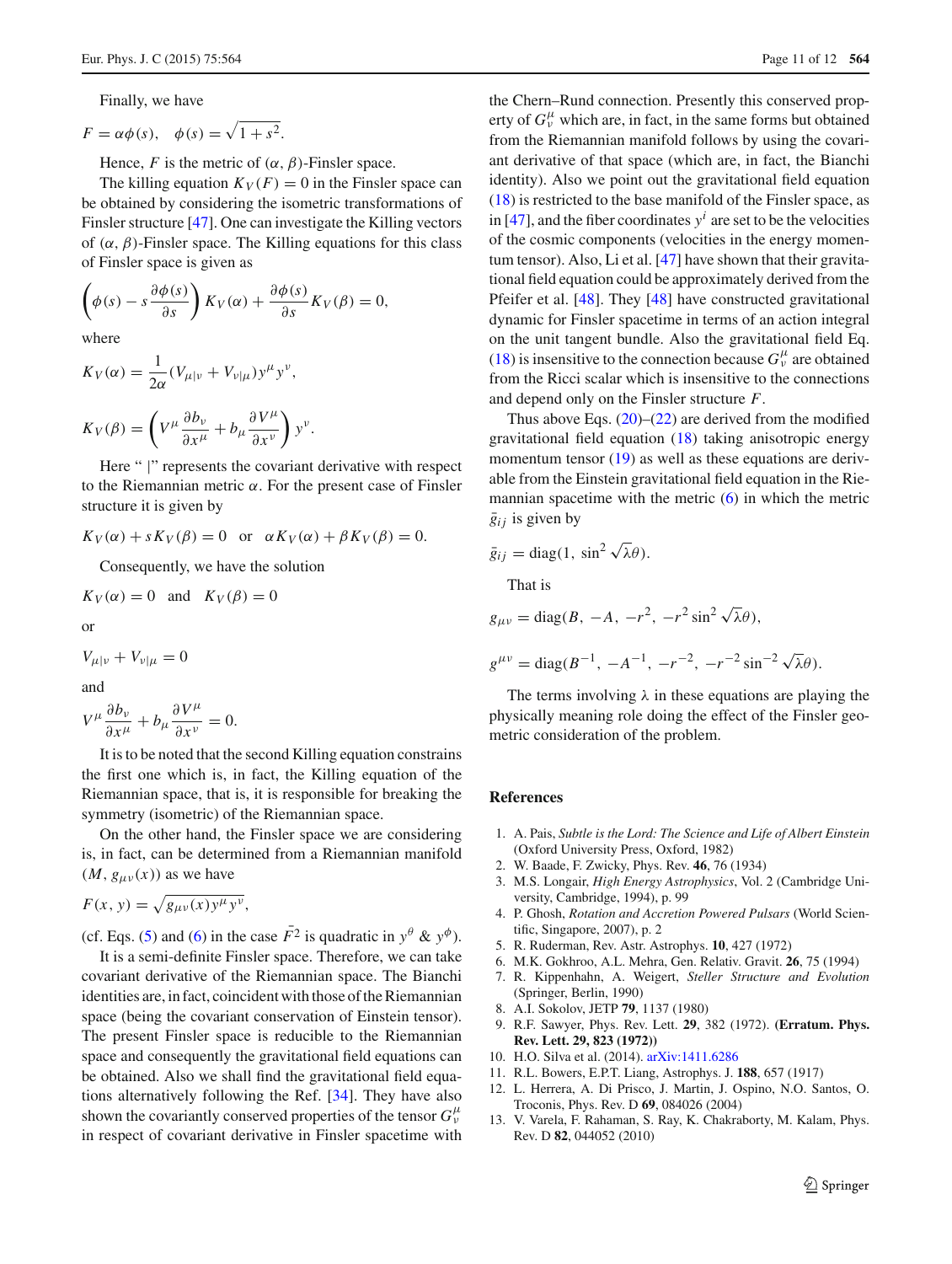Finally, we have

$$F = \alpha\phi(s), \quad \phi(s) = \sqrt{1+s^2}.$$

Hence, $F$ is the metric of $(\alpha, \beta)$-Finsler space.

The killing equation $K_V(F) = 0$ in the Finsler space can be obtained by considering the isometric transformations of Finsler structure [47]. One can investigate the Killing vectors of $(\alpha, \beta)$-Finsler space. The Killing equations for this class of Finsler space is given as

$$\left(\phi(s) - s\frac{\partial\phi(s)}{\partial s}\right) K_V(\alpha) + \frac{\partial\phi(s)}{\partial s} K_V(\beta) = 0,$$

where

$$K_V(\alpha) = \frac{1}{2\alpha}(V_{\mu|\nu} + V_{\nu|\mu})y^\mu y^\nu,$$

$$K_V(\beta) = \left(V^\mu \frac{\partial b_\nu}{\partial x^\mu} + b_\mu \frac{\partial V^\mu}{\partial x^\nu}\right) y^\nu.$$

Here " $|$" represents the covariant derivative with respect to the Riemannian metric $\alpha$. For the present case of Finsler structure it is given by

$$K_V(\alpha) + sK_V(\beta) = 0 \quad \text{or} \quad \alpha K_V(\alpha) + \beta K_V(\beta) = 0.$$

Consequently, we have the solution

$$K_V(\alpha) = 0 \quad \text{and} \quad K_V(\beta) = 0$$

or

$$V_{\mu|\nu} + V_{\nu|\mu} = 0$$

and

$$V^\mu \frac{\partial b_\nu}{\partial x^\mu} + b_\mu \frac{\partial V^\mu}{\partial x^\nu} = 0.$$

It is to be noted that the second Killing equation constrains the first one which is, in fact, the Killing equation of the Riemannian space, that is, it is responsible for breaking the symmetry (isometric) of the Riemannian space.

On the other hand, the Finsler space we are considering is, in fact, can be determined from a Riemannian manifold $(M, g_{\mu\nu}(x))$ as we have

$$F(x, y) = \sqrt{g_{\mu\nu}(x)y^\mu y^\nu},$$

(cf. Eqs. (5) and (6) in the case $\bar{F}^2$ is quadratic in $y^\theta$ & $y^\phi$).

It is a semi-definite Finsler space. Therefore, we can take covariant derivative of the Riemannian space. The Bianchi identities are, in fact, coincident with those of the Riemannian space (being the covariant conservation of Einstein tensor). The present Finsler space is reducible to the Riemannian space and consequently the gravitational field equations can be obtained. Also we shall find the gravitational field equations alternatively following the Ref. [34]. They have also shown the covariantly conserved properties of the tensor $G^\mu_\nu$ in respect of covariant derivative in Finsler spacetime with the Chern–Rund connection. Presently this conserved property of $G^\mu_\nu$ which are, in fact, in the same forms but obtained from the Riemannian manifold follows by using the covariant derivative of that space (which are, in fact, the Bianchi identity). Also we point out the gravitational field equation (18) is restricted to the base manifold of the Finsler space, as in [47], and the fiber coordinates $y^i$ are set to be the velocities of the cosmic components (velocities in the energy momentum tensor). Also, Li et al. [47] have shown that their gravitational field equation could be approximately derived from the Pfeifer et al. [48]. They [48] have constructed gravitational dynamic for Finsler spacetime in terms of an action integral on the unit tangent bundle. Also the gravitational field Eq. (18) is insensitive to the connection because $G^\mu_\nu$ are obtained from the Ricci scalar which is insensitive to the connections and depend only on the Finsler structure $F$.

Thus above Eqs. (20)–(22) are derived from the modified gravitational field equation (18) taking anisotropic energy momentum tensor (19) as well as these equations are derivable from the Einstein gravitational field equation in the Riemannian spacetime with the metric (6) in which the metric $\bar{g}_{ij}$ is given by

$$\bar{g}_{ij} = \text{diag}(1, \sin^2\sqrt{\lambda}\theta).$$

That is

$$g_{\mu\nu} = \text{diag}(B, -A, -r^2, -r^2\sin^2\sqrt{\lambda}\theta),$$

$$g^{\mu\nu} = \text{diag}(B^{-1}, -A^{-1}, -r^{-2}, -r^{-2}\sin^{-2}\sqrt{\lambda}\theta).$$

The terms involving $\lambda$ in these equations are playing the physically meaning role doing the effect of the Finsler geometric consideration of the problem.

## References

1. A. Pais, *Subtle is the Lord: The Science and Life of Albert Einstein* (Oxford University Press, Oxford, 1982)
2. W. Baade, F. Zwicky, Phys. Rev. **46**, 76 (1934)
3. M.S. Longair, *High Energy Astrophysics*, Vol. 2 (Cambridge University, Cambridge, 1994), p. 99
4. P. Ghosh, *Rotation and Accretion Powered Pulsars* (World Scientific, Singapore, 2007), p. 2
5. R. Ruderman, Rev. Astr. Astrophys. **10**, 427 (1972)
6. M.K. Gokhroo, A.L. Mehra, Gen. Relativ. Gravit. **26**, 75 (1994)
7. R. Kippenhahn, A. Weigert, *Steller Structure and Evolution* (Springer, Berlin, 1990)
8. A.I. Sokolov, JETP **79**, 1137 (1980)
9. R.F. Sawyer, Phys. Rev. Lett. **29**, 382 (1972). **(Erratum. Phys. Rev. Lett. 29, 823 (1972))**
10. H.O. Silva et al. (2014). arXiv:1411.6286
11. R.L. Bowers, E.P.T. Liang, Astrophys. J. **188**, 657 (1917)
12. L. Herrera, A. Di Prisco, J. Martin, J. Ospino, N.O. Santos, O. Troconis, Phys. Rev. D **69**, 084026 (2004)
13. V. Varela, F. Rahaman, S. Ray, K. Chakraborty, M. Kalam, Phys. Rev. D **82**, 044052 (2010)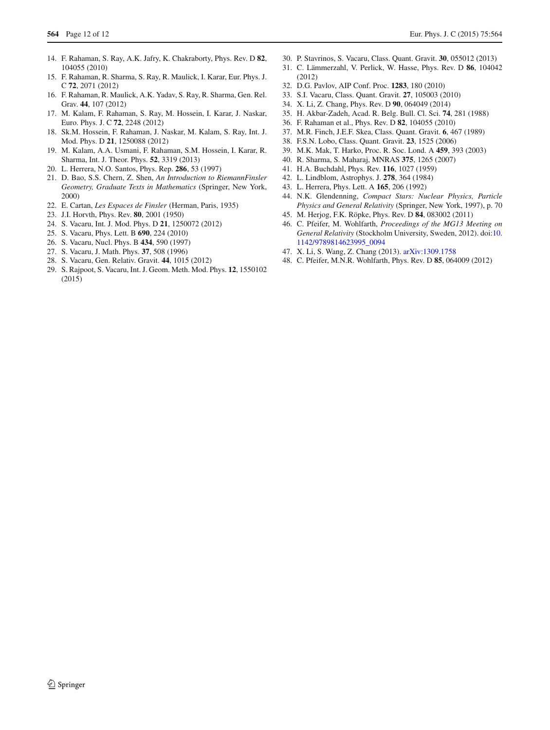14. F. Rahaman, S. Ray, A.K. Jafry, K. Chakraborty, Phys. Rev. D **82**, 104055 (2010)
15. F. Rahaman, R. Sharma, S. Ray, R. Maulick, I. Karar, Eur. Phys. J. C **72**, 2071 (2012)
16. F. Rahaman, R. Maulick, A.K. Yadav, S. Ray, R. Sharma, Gen. Rel. Grav. **44**, 107 (2012)
17. M. Kalam, F. Rahaman, S. Ray, M. Hossein, I. Karar, J. Naskar, Euro. Phys. J. C **72**, 2248 (2012)
18. Sk.M. Hossein, F. Rahaman, J. Naskar, M. Kalam, S. Ray, Int. J. Mod. Phys. D **21**, 1250088 (2012)
19. M. Kalam, A.A. Usmani, F. Rahaman, S.M. Hossein, I. Karar, R. Sharma, Int. J. Theor. Phys. **52**, 3319 (2013)
20. L. Herrera, N.O. Santos, Phys. Rep. **286**, 53 (1997)
21. D. Bao, S.S. Chern, Z. Shen, *An Introduction to RiemannFinsler Geometry, Graduate Texts in Mathematics* (Springer, New York, 2000)
22. E. Cartan, *Les Espaces de Finsler* (Herman, Paris, 1935)
23. J.I. Horvth, Phys. Rev. **80**, 2001 (1950)
24. S. Vacaru, Int. J. Mod. Phys. D **21**, 1250072 (2012)
25. S. Vacaru, Phys. Lett. B **690**, 224 (2010)
26. S. Vacaru, Nucl. Phys. B **434**, 590 (1997)
27. S. Vacaru, J. Math. Phys. **37**, 508 (1996)
28. S. Vacaru, Gen. Relativ. Gravit. **44**, 1015 (2012)
29. S. Rajpoot, S. Vacaru, Int. J. Geom. Meth. Mod. Phys. **12**, 1550102 (2015)
30. P. Stavrinos, S. Vacaru, Class. Quant. Gravit. **30**, 055012 (2013)
31. C. Lämmerzahl, V. Perlick, W. Hasse, Phys. Rev. D **86**, 104042 (2012)
32. D.G. Pavlov, AIP Conf. Proc. **1283**, 180 (2010)
33. S.I. Vacaru, Class. Quant. Gravit. **27**, 105003 (2010)
34. X. Li, Z. Chang, Phys. Rev. D **90**, 064049 (2014)
35. H. Akbar-Zadeh, Acad. R. Belg. Bull. Cl. Sci. **74**, 281 (1988)
36. F. Rahaman et al., Phys. Rev. D **82**, 104055 (2010)
37. M.R. Finch, J.E.F. Skea, Class. Quant. Gravit. **6**, 467 (1989)
38. F.S.N. Lobo, Class. Quant. Gravit. **23**, 1525 (2006)
39. M.K. Mak, T. Harko, Proc. R. Soc. Lond. A **459**, 393 (2003)
40. R. Sharma, S. Maharaj, MNRAS **375**, 1265 (2007)
41. H.A. Buchdahl, Phys. Rev. **116**, 1027 (1959)
42. L. Lindblom, Astrophys. J. **278**, 364 (1984)
43. L. Herrera, Phys. Lett. A **165**, 206 (1992)
44. N.K. Glendenning, *Compact Stars: Nuclear Physics, Particle Physics and General Relativity* (Springer, New York, 1997), p. 70
45. M. Herjog, F.K. Röpke, Phys. Rev. D **84**, 083002 (2011)
46. C. Pfeifer, M. Wohlfarth, *Proceedings of the MG13 Meeting on General Relativity* (Stockholm University, Sweden, 2012). doi:10.1142/9789814623995_0094
47. X. Li, S. Wang, Z. Chang (2013). arXiv:1309.1758
48. C. Pfeifer, M.N.R. Wohlfarth, Phys. Rev. D **85**, 064009 (2012)